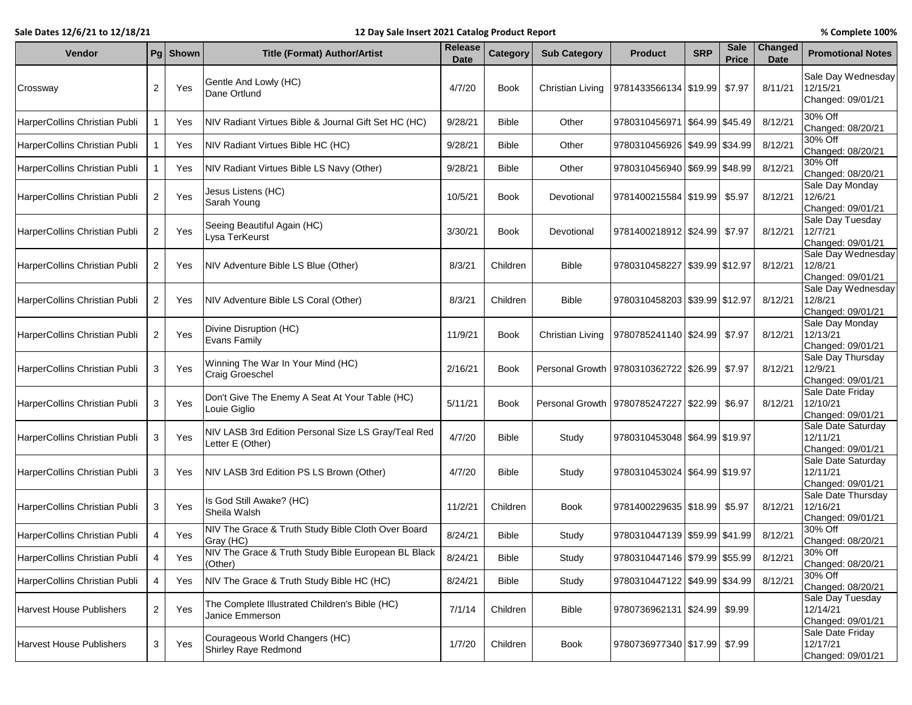Sale Dates 12/6/21 to 12/18/21 | 12 Day Sale Insert 2021 Catalog Product Report | % Complete 100%

| Vendor | Pg | Shown | Title (Format) Author/Artist | Release Date | Category | Sub Category | Product | SRP | Sale Price | Changed Date | Promotional Notes |
|---|---|---|---|---|---|---|---|---|---|---|---|
| Crossway | 2 | Yes | Gentle And Lowly (HC)<br>Dane Ortlund | 4/7/20 | Book | Christian Living | 9781433566134 | $19.99 | $7.97 | 8/11/21 | Sale Day Wednesday 12/15/21<br>Changed: 09/01/21 |
| HarperCollins Christian Publi | 1 | Yes | NIV Radiant Virtues Bible & Journal Gift Set HC (HC) | 9/28/21 | Bible | Other | 9780310456971 | $64.99 | $45.49 | 8/12/21 | 30% Off<br>Changed: 08/20/21 |
| HarperCollins Christian Publi | 1 | Yes | NIV Radiant Virtues Bible HC (HC) | 9/28/21 | Bible | Other | 9780310456926 | $49.99 | $34.99 | 8/12/21 | 30% Off<br>Changed: 08/20/21 |
| HarperCollins Christian Publi | 1 | Yes | NIV Radiant Virtues Bible LS Navy (Other) | 9/28/21 | Bible | Other | 9780310456940 | $69.99 | $48.99 | 8/12/21 | 30% Off<br>Changed: 08/20/21 |
| HarperCollins Christian Publi | 2 | Yes | Jesus Listens (HC)<br>Sarah Young | 10/5/21 | Book | Devotional | 9781400215584 | $19.99 | $5.97 | 8/12/21 | Sale Day Monday 12/6/21<br>Changed: 09/01/21 |
| HarperCollins Christian Publi | 2 | Yes | Seeing Beautiful Again (HC)<br>Lysa TerKeurst | 3/30/21 | Book | Devotional | 9781400218912 | $24.99 | $7.97 | 8/12/21 | Sale Day Tuesday 12/7/21<br>Changed: 09/01/21 |
| HarperCollins Christian Publi | 2 | Yes | NIV Adventure Bible LS Blue (Other) | 8/3/21 | Children | Bible | 9780310458227 | $39.99 | $12.97 | 8/12/21 | Sale Day Wednesday 12/8/21<br>Changed: 09/01/21 |
| HarperCollins Christian Publi | 2 | Yes | NIV Adventure Bible LS Coral (Other) | 8/3/21 | Children | Bible | 9780310458203 | $39.99 | $12.97 | 8/12/21 | Sale Day Wednesday 12/8/21<br>Changed: 09/01/21 |
| HarperCollins Christian Publi | 2 | Yes | Divine Disruption (HC)<br>Evans Family | 11/9/21 | Book | Christian Living | 9780785241140 | $24.99 | $7.97 | 8/12/21 | Sale Day Monday 12/13/21<br>Changed: 09/01/21 |
| HarperCollins Christian Publi | 3 | Yes | Winning The War In Your Mind (HC)<br>Craig Groeschel | 2/16/21 | Book | Personal Growth | 9780310362722 | $26.99 | $7.97 | 8/12/21 | Sale Day Thursday 12/9/21<br>Changed: 09/01/21 |
| HarperCollins Christian Publi | 3 | Yes | Don't Give The Enemy A Seat At Your Table (HC)<br>Louie Giglio | 5/11/21 | Book | Personal Growth | 9780785247227 | $22.99 | $6.97 | 8/12/21 | Sale Date Friday 12/10/21<br>Changed: 09/01/21 |
| HarperCollins Christian Publi | 3 | Yes | NIV LASB 3rd Edition Personal Size LS Gray/Teal Red Letter E (Other) | 4/7/20 | Bible | Study | 9780310453048 | $64.99 | $19.97 | | Sale Date Saturday 12/11/21<br>Changed: 09/01/21 |
| HarperCollins Christian Publi | 3 | Yes | NIV LASB 3rd Edition PS LS Brown (Other) | 4/7/20 | Bible | Study | 9780310453024 | $64.99 | $19.97 | | Sale Date Saturday 12/11/21<br>Changed: 09/01/21 |
| HarperCollins Christian Publi | 3 | Yes | Is God Still Awake? (HC)<br>Sheila Walsh | 11/2/21 | Children | Book | 9781400229635 | $18.99 | $5.97 | 8/12/21 | Sale Date Thursday 12/16/21<br>Changed: 09/01/21 |
| HarperCollins Christian Publi | 4 | Yes | NIV The Grace & Truth Study Bible Cloth Over Board Gray (HC) | 8/24/21 | Bible | Study | 9780310447139 | $59.99 | $41.99 | 8/12/21 | 30% Off<br>Changed: 08/20/21 |
| HarperCollins Christian Publi | 4 | Yes | NIV The Grace & Truth Study Bible European BL Black (Other) | 8/24/21 | Bible | Study | 9780310447146 | $79.99 | $55.99 | 8/12/21 | 30% Off<br>Changed: 08/20/21 |
| HarperCollins Christian Publi | 4 | Yes | NIV The Grace & Truth Study Bible HC (HC) | 8/24/21 | Bible | Study | 9780310447122 | $49.99 | $34.99 | 8/12/21 | 30% Off<br>Changed: 08/20/21 |
| Harvest House Publishers | 2 | Yes | The Complete Illustrated Children's Bible (HC)<br>Janice Emmerson | 7/1/14 | Children | Bible | 9780736962131 | $24.99 | $9.99 | | Sale Day Tuesday 12/14/21<br>Changed: 09/01/21 |
| Harvest House Publishers | 3 | Yes | Courageous World Changers (HC)<br>Shirley Raye Redmond | 1/7/20 | Children | Book | 9780736977340 | $17.99 | $7.99 | | Sale Date Friday 12/17/21<br>Changed: 09/01/21 |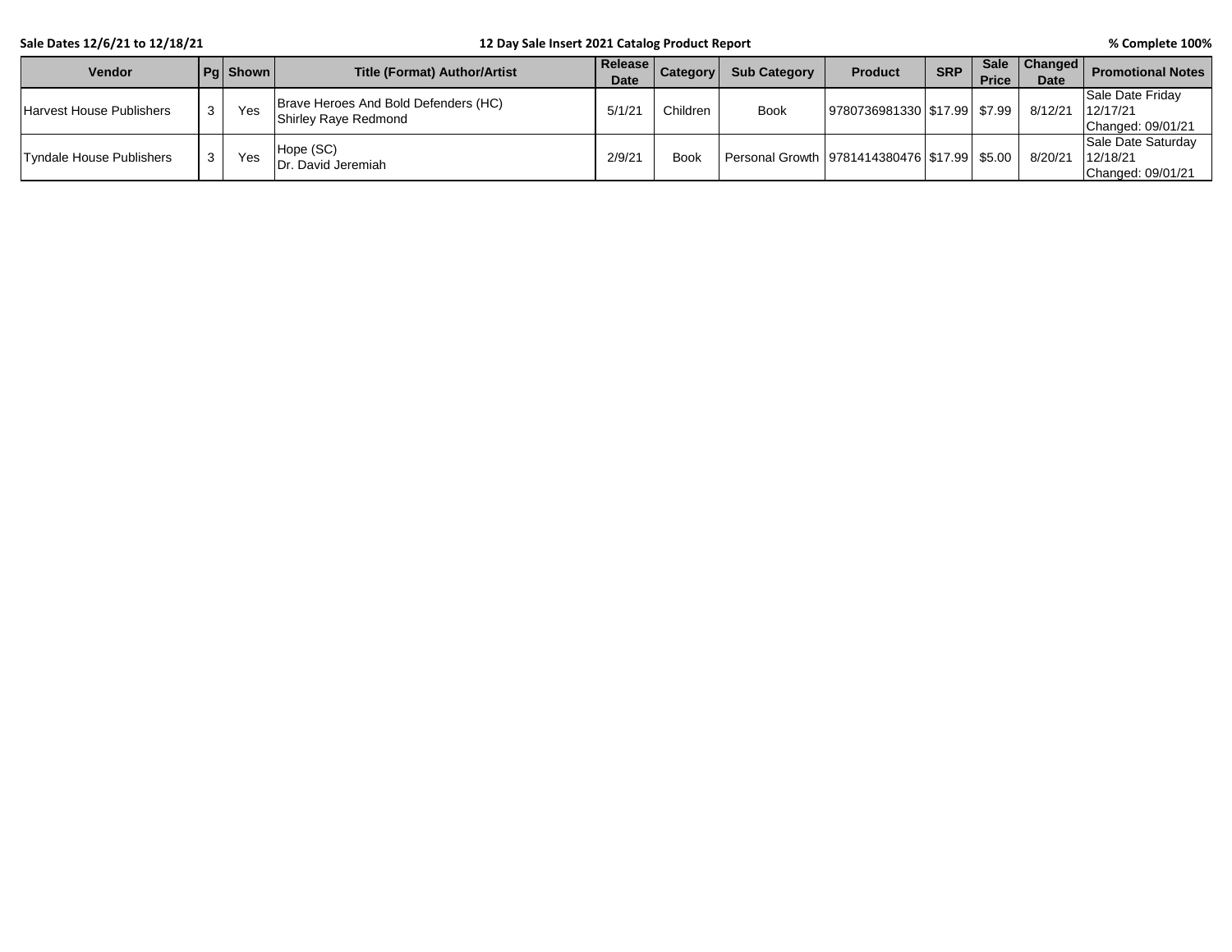Sale Dates 12/6/21 to 12/18/21 **12 Day Sale Insert 2021 Catalog Product Report** % Complete 100%

| Vendor | Pg | Shown | Title (Format) Author/Artist | Release Date | Category | Sub Category | Product | SRP | Sale Price | Changed Date | Promotional Notes |
|---|---|---|---|---|---|---|---|---|---|---|---|
| Harvest House Publishers | 3 | Yes | Brave Heroes And Bold Defenders (HC) Shirley Raye Redmond | 5/1/21 | Children | Book | 9780736981330 | $17.99 | $7.99 | 8/12/21 | Sale Date Friday 12/17/21 Changed: 09/01/21 |
| Tyndale House Publishers | 3 | Yes | Hope (SC) Dr. David Jeremiah | 2/9/21 | Book | Personal Growth | 9781414380476 | $17.99 | $5.00 | 8/20/21 | Sale Date Saturday 12/18/21 Changed: 09/01/21 |